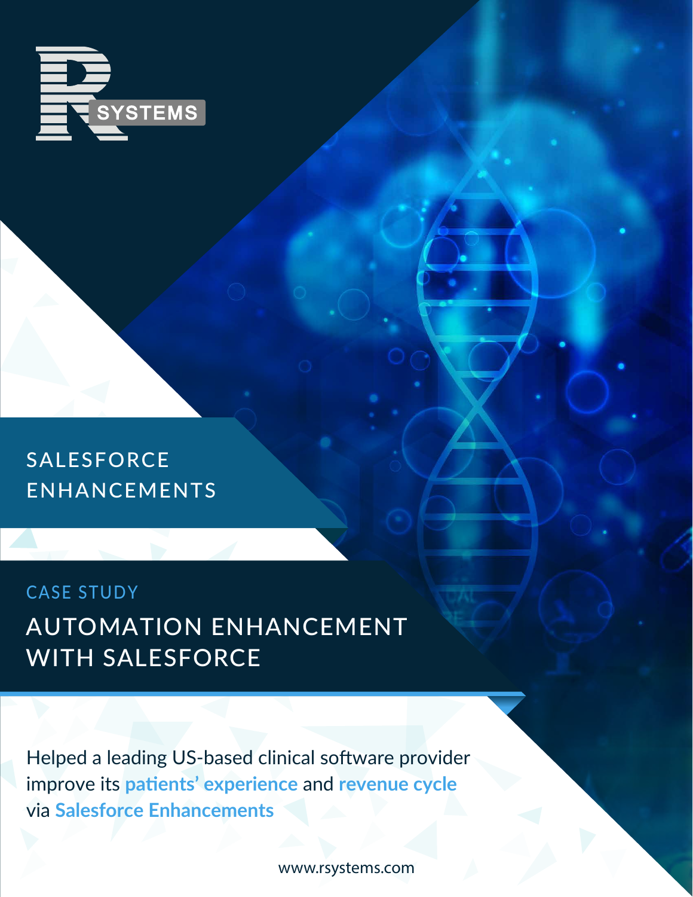R SYSTEMS

## SALESFORCE ENHANCEMENTS

CASE STUDY

# AUTOMATION ENHANCEMENT WITH SALESFORCE

Helped a leading US-based clinical software provider improve its **patients' experience** and **revenue cycle** via **Salesforce Enhancements**

www.rsystems.com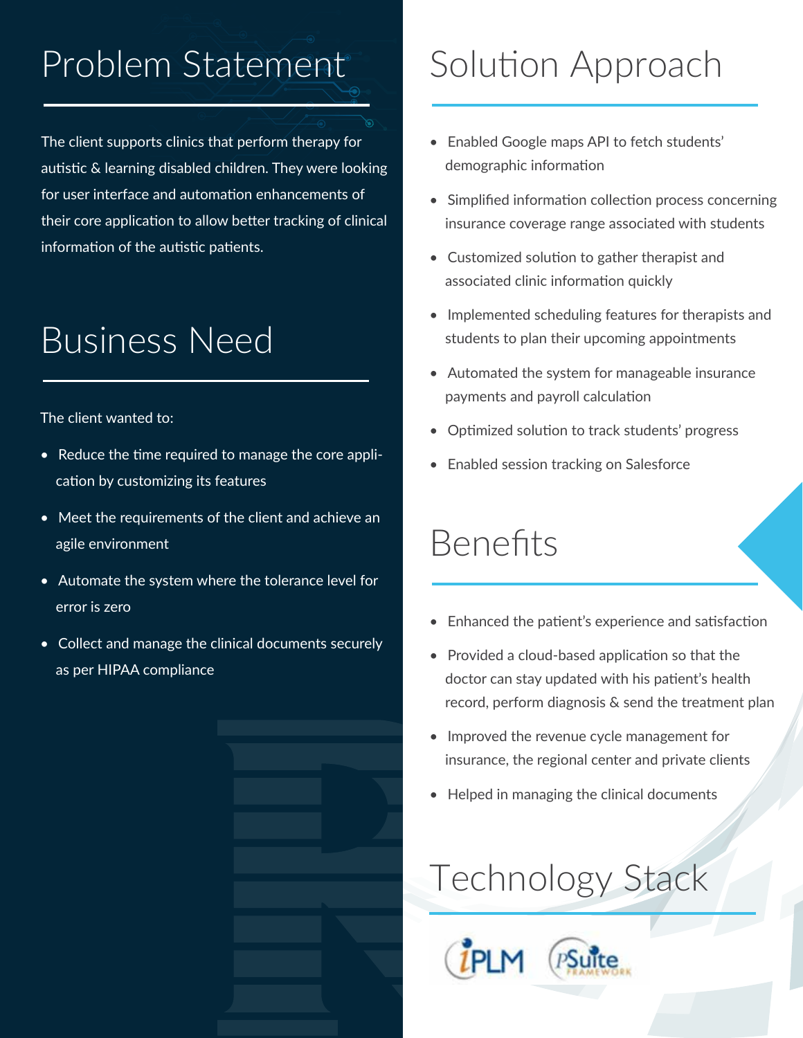# Problem Statement

The client supports clinics that perform therapy for autistic & learning disabled children. They were looking for user interface and automation enhancements of their core application to allow better tracking of clinical information of the autistic patients.

# Business Need

The client wanted to:

- Reduce the time required to manage the core application by customizing its features
- Meet the requirements of the client and achieve an agile environment
- Automate the system where the tolerance level for error is zero
- Collect and manage the clinical documents securely as per HIPAA compliance

# Solution Approach

- Enabled Google maps API to fetch students' demographic information
- Simplified information collection process concerning insurance coverage range associated with students
- Customized solution to gather therapist and associated clinic information quickly
- Implemented scheduling features for therapists and students to plan their upcoming appointments
- Automated the system for manageable insurance payments and payroll calculation
- Optimized solution to track students' progress
- Enabled session tracking on Salesforce

# Benefits

- Enhanced the patient's experience and satisfaction
- Provided a cloud-based application so that the doctor can stay updated with his patient's health record, perform diagnosis & send the treatment plan
- Improved the revenue cycle management for insurance, the regional center and private clients
- Helped in managing the clinical documents

# Technology Stack

iPLM

pSuite FRAMEWORK